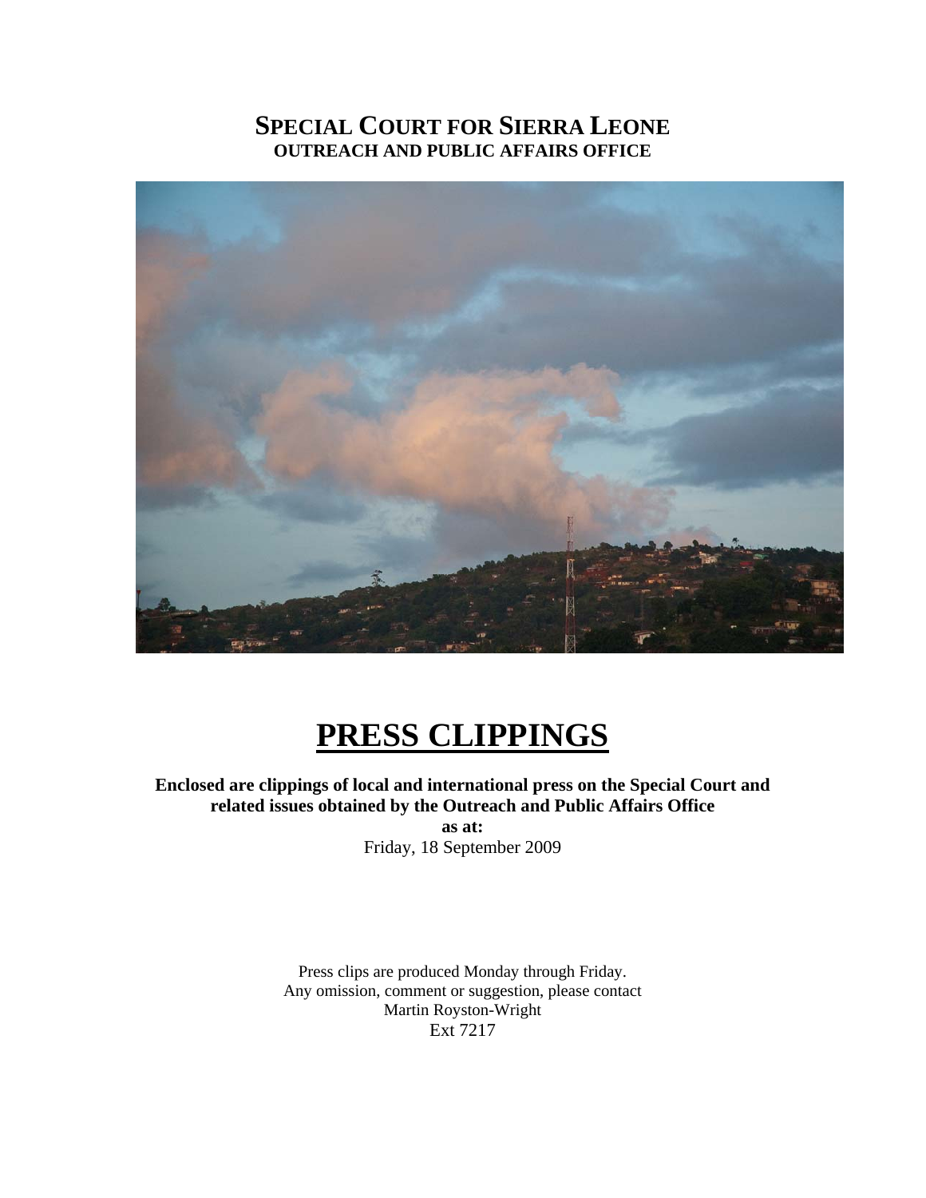# SPECIAL COURT FOR SIERRA LEONE
## OUTREACH AND PUBLIC AFFAIRS OFFICE

# PRESS CLIPPINGS

**Enclosed are clippings of local and international press on the Special Court and related issues obtained by the Outreach and Public Affairs Office**

**as at:**

Friday, 18 September 2009

Press clips are produced Monday through Friday.
Any omission, comment or suggestion, please contact
Martin Royston-Wright
Ext 7217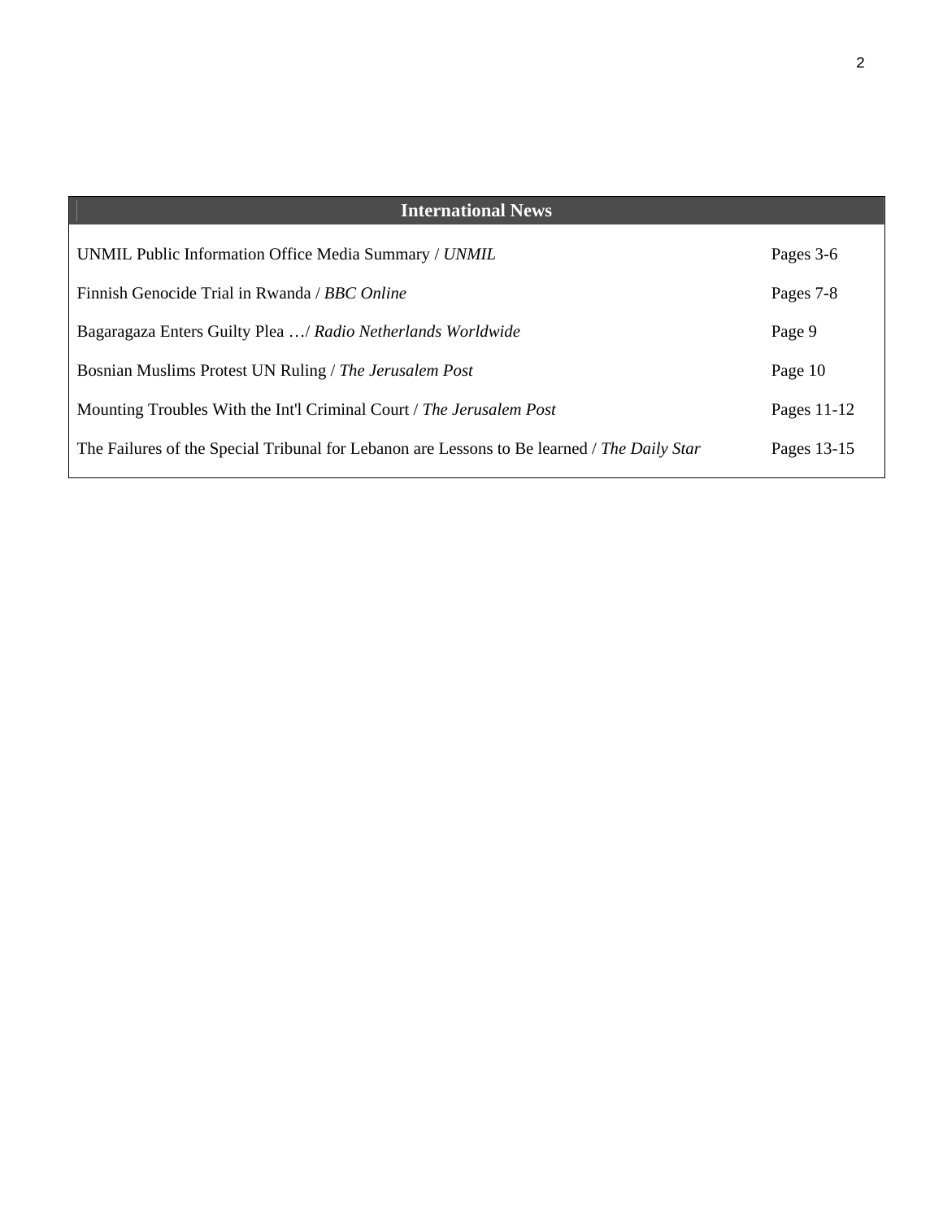| International News | |
| --- | --- |
| UNMIL Public Information Office Media Summary / *UNMIL* | Pages 3-6 |
| Finnish Genocide Trial in Rwanda / *BBC Online* | Pages 7-8 |
| Bagaragaza Enters Guilty Plea …/ *Radio Netherlands Worldwide* | Page 9 |
| Bosnian Muslims Protest UN Ruling / *The Jerusalem Post* | Page 10 |
| Mounting Troubles With the Int'l Criminal Court / *The Jerusalem Post* | Pages 11-12 |
| The Failures of the Special Tribunal for Lebanon are Lessons to Be learned / *The Daily Star* | Pages 13-15 |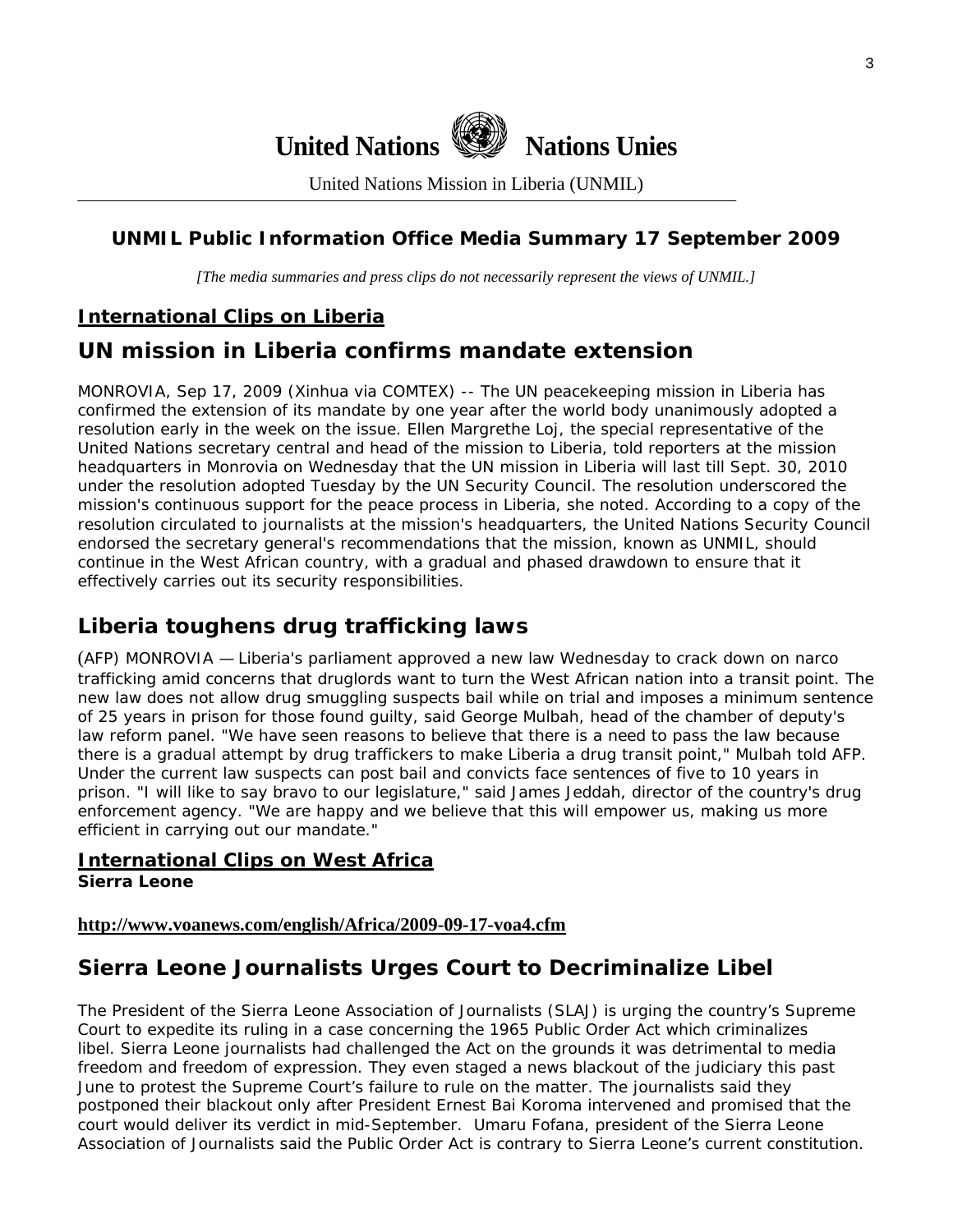# United Nations Nations Unies

United Nations Mission in Liberia (UNMIL)

### UNMIL Public Information Office Media Summary 17 September 2009

*[The media summaries and press clips do not necessarily represent the views of UNMIL.]*

### International Clips on Liberia

## UN mission in Liberia confirms mandate extension

MONROVIA, Sep 17, 2009 (Xinhua via COMTEX) -- The UN peacekeeping mission in Liberia has confirmed the extension of its mandate by one year after the world body unanimously adopted a resolution early in the week on the issue. Ellen Margrethe Loj, the special representative of the United Nations secretary central and head of the mission to Liberia, told reporters at the mission headquarters in Monrovia on Wednesday that the UN mission in Liberia will last till Sept. 30, 2010 under the resolution adopted Tuesday by the UN Security Council. The resolution underscored the mission's continuous support for the peace process in Liberia, she noted. According to a copy of the resolution circulated to journalists at the mission's headquarters, the United Nations Security Council endorsed the secretary general's recommendations that the mission, known as UNMIL, should continue in the West African country, with a gradual and phased drawdown to ensure that it effectively carries out its security responsibilities.

## Liberia toughens drug trafficking laws

(AFP) MONROVIA — Liberia's parliament approved a new law Wednesday to crack down on narco trafficking amid concerns that druglords want to turn the West African nation into a transit point. The new law does not allow drug smuggling suspects bail while on trial and imposes a minimum sentence of 25 years in prison for those found guilty, said George Mulbah, head of the chamber of deputy's law reform panel. "We have seen reasons to believe that there is a need to pass the law because there is a gradual attempt by drug traffickers to make Liberia a drug transit point," Mulbah told AFP. Under the current law suspects can post bail and convicts face sentences of five to 10 years in prison. "I will like to say bravo to our legislature," said James Jeddah, director of the country's drug enforcement agency. "We are happy and we believe that this will empower us, making us more efficient in carrying out our mandate."

### International Clips on West Africa

**Sierra Leone**

**http://www.voanews.com/english/Africa/2009-09-17-voa4.cfm**

## Sierra Leone Journalists Urges Court to Decriminalize Libel

The President of the Sierra Leone Association of Journalists (SLAJ) is urging the country's Supreme Court to expedite its ruling in a case concerning the 1965 Public Order Act which criminalizes libel. Sierra Leone journalists had challenged the Act on the grounds it was detrimental to media freedom and freedom of expression. They even staged a news blackout of the judiciary this past June to protest the Supreme Court's failure to rule on the matter. The journalists said they postponed their blackout only after President Ernest Bai Koroma intervened and promised that the court would deliver its verdict in mid-September. Umaru Fofana, president of the Sierra Leone Association of Journalists said the Public Order Act is contrary to Sierra Leone's current constitution.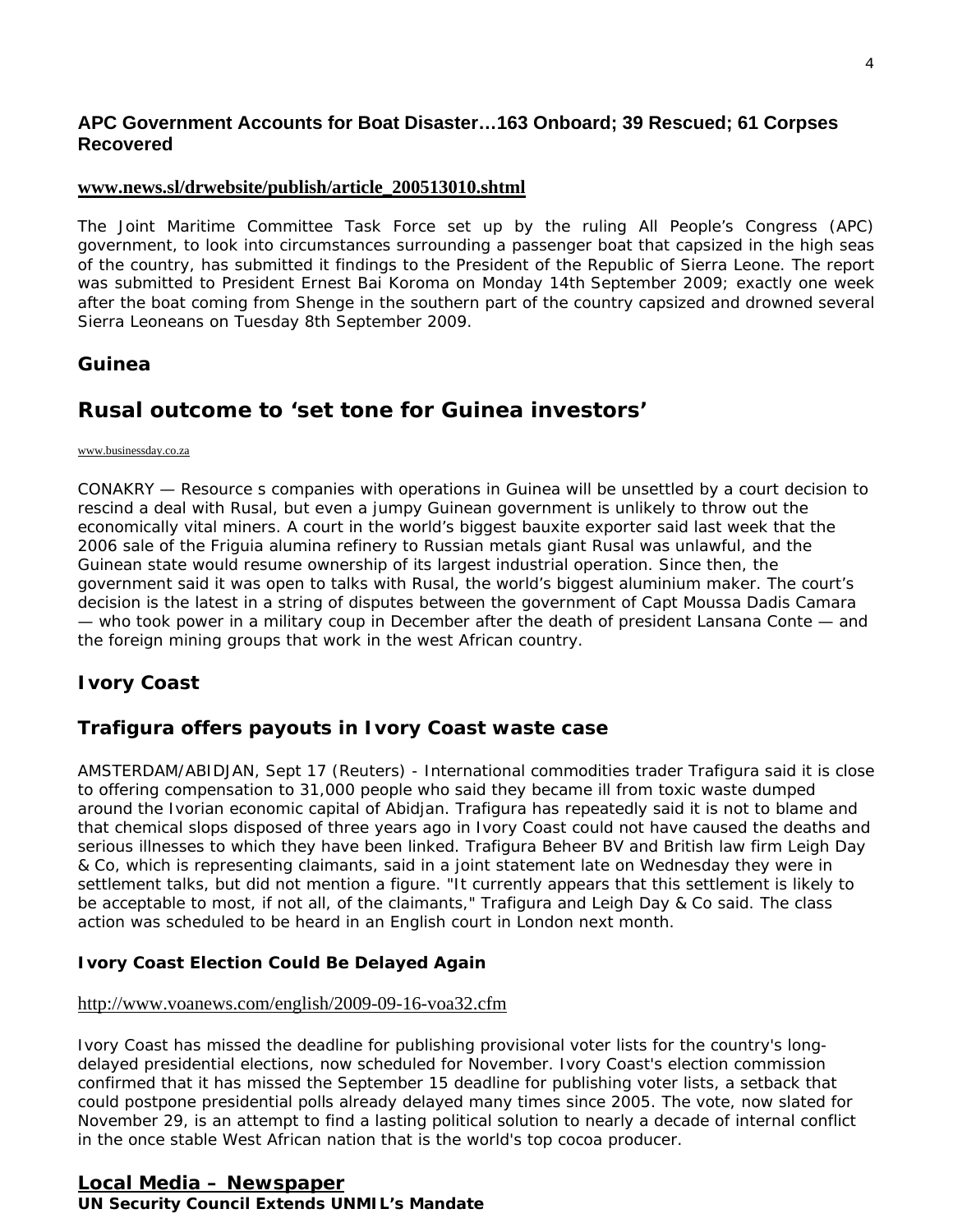### APC Government Accounts for Boat Disaster…163 Onboard; 39 Rescued; 61 Corpses Recovered

**www.news.sl/drwebsite/publish/article_200513010.shtml**

The Joint Maritime Committee Task Force set up by the ruling All People's Congress (APC) government, to look into circumstances surrounding a passenger boat that capsized in the high seas of the country, has submitted it findings to the President of the Republic of Sierra Leone. The report was submitted to President Ernest Bai Koroma on Monday 14th September 2009; exactly one week after the boat coming from Shenge in the southern part of the country capsized and drowned several Sierra Leoneans on Tuesday 8th September 2009.

### Guinea

## Rusal outcome to 'set tone for Guinea investors'

www.businessday.co.za

CONAKRY — Resource s companies with operations in Guinea will be unsettled by a court decision to rescind a deal with Rusal, but even a jumpy Guinean government is unlikely to throw out the economically vital miners. A court in the world's biggest bauxite exporter said last week that the 2006 sale of the Friguia alumina refinery to Russian metals giant Rusal was unlawful, and the Guinean state would resume ownership of its largest industrial operation. Since then, the government said it was open to talks with Rusal, the world's biggest aluminium maker. The court's decision is the latest in a string of disputes between the government of Capt Moussa Dadis Camara — who took power in a military coup in December after the death of president Lansana Conte — and the foreign mining groups that work in the west African country.

### Ivory Coast

### Trafigura offers payouts in Ivory Coast waste case

AMSTERDAM/ABIDJAN, Sept 17 (Reuters) - International commodities trader Trafigura said it is close to offering compensation to 31,000 people who said they became ill from toxic waste dumped around the Ivorian economic capital of Abidjan. Trafigura has repeatedly said it is not to blame and that chemical slops disposed of three years ago in Ivory Coast could not have caused the deaths and serious illnesses to which they have been linked. Trafigura Beheer BV and British law firm Leigh Day & Co, which is representing claimants, said in a joint statement late on Wednesday they were in settlement talks, but did not mention a figure. "It currently appears that this settlement is likely to be acceptable to most, if not all, of the claimants," Trafigura and Leigh Day & Co said. The class action was scheduled to be heard in an English court in London next month.

#### Ivory Coast Election Could Be Delayed Again

http://www.voanews.com/english/2009-09-16-voa32.cfm

Ivory Coast has missed the deadline for publishing provisional voter lists for the country's long-delayed presidential elections, now scheduled for November. Ivory Coast's election commission confirmed that it has missed the September 15 deadline for publishing voter lists, a setback that could postpone presidential polls already delayed many times since 2005. The vote, now slated for November 29, is an attempt to find a lasting political solution to nearly a decade of internal conflict in the once stable West African nation that is the world's top cocoa producer.

## Local Media – Newspaper

**UN Security Council Extends UNMIL's Mandate**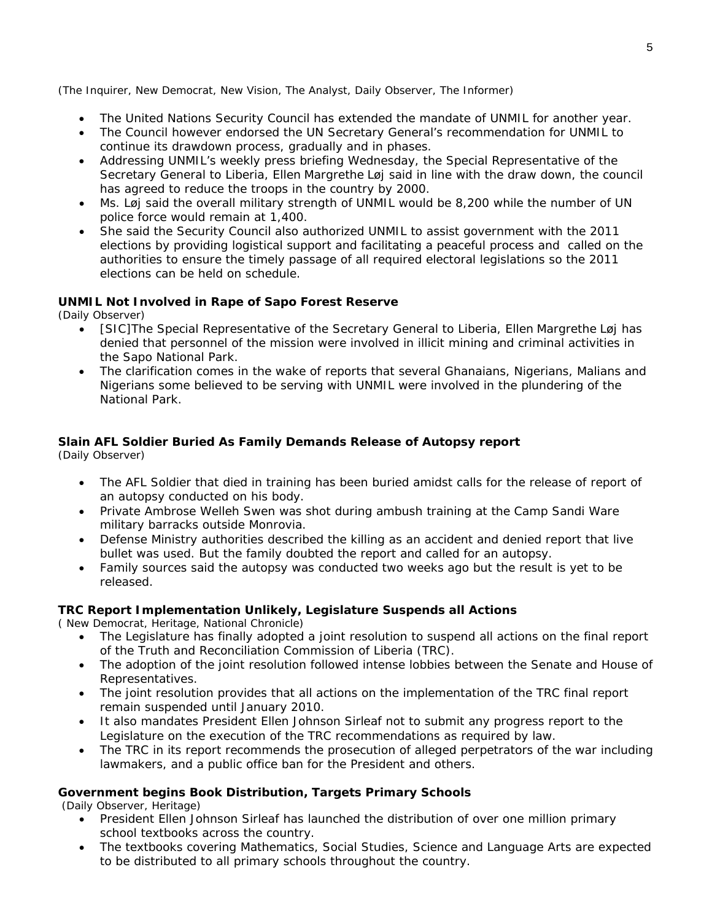(The Inquirer, New Democrat, New Vision, The Analyst, Daily Observer, The Informer)

- The United Nations Security Council has extended the mandate of UNMIL for another year.
- The Council however endorsed the UN Secretary General's recommendation for UNMIL to continue its drawdown process, gradually and in phases.
- Addressing UNMIL's weekly press briefing Wednesday, the Special Representative of the Secretary General to Liberia, Ellen Margrethe Løj said in line with the draw down, the council has agreed to reduce the troops in the country by 2000.
- Ms. Løj said the overall military strength of UNMIL would be 8,200 while the number of UN police force would remain at 1,400.
- She said the Security Council also authorized UNMIL to assist government with the 2011 elections by providing logistical support and facilitating a peaceful process and called on the authorities to ensure the timely passage of all required electoral legislations so the 2011 elections can be held on schedule.

**UNMIL Not Involved in Rape of Sapo Forest Reserve**
*(Daily Observer)*

- [SIC]The Special Representative of the Secretary General to Liberia, Ellen Margrethe Løj has denied that personnel of the mission were involved in illicit mining and criminal activities in the Sapo National Park.
- The clarification comes in the wake of reports that several Ghanaians, Nigerians, Malians and Nigerians some believed to be serving with UNMIL were involved in the plundering of the National Park.

**Slain AFL Soldier Buried As Family Demands Release of Autopsy report**
*(Daily Observer)*

- The AFL Soldier that died in training has been buried amidst calls for the release of report of an autopsy conducted on his body.
- Private Ambrose Welleh Swen was shot during ambush training at the Camp Sandi Ware military barracks outside Monrovia.
- Defense Ministry authorities described the killing as an accident and denied report that live bullet was used. But the family doubted the report and called for an autopsy.
- Family sources said the autopsy was conducted two weeks ago but the result is yet to be released.

**TRC Report Implementation Unlikely, Legislature Suspends all Actions**
*( New Democrat, Heritage, National Chronicle)*

- The Legislature has finally adopted a joint resolution to suspend all actions on the final report of the Truth and Reconciliation Commission of Liberia (TRC).
- The adoption of the joint resolution followed intense lobbies between the Senate and House of Representatives.
- The joint resolution provides that all actions on the implementation of the TRC final report remain suspended until January 2010.
- It also mandates President Ellen Johnson Sirleaf not to submit any progress report to the Legislature on the execution of the TRC recommendations as required by law.
- The TRC in its report recommends the prosecution of alleged perpetrators of the war including lawmakers, and a public office ban for the President and others.

**Government begins Book Distribution, Targets Primary Schools**
*(Daily Observer, Heritage)*

- President Ellen Johnson Sirleaf has launched the distribution of over one million primary school textbooks across the country.
- The textbooks covering Mathematics, Social Studies, Science and Language Arts are expected to be distributed to all primary schools throughout the country.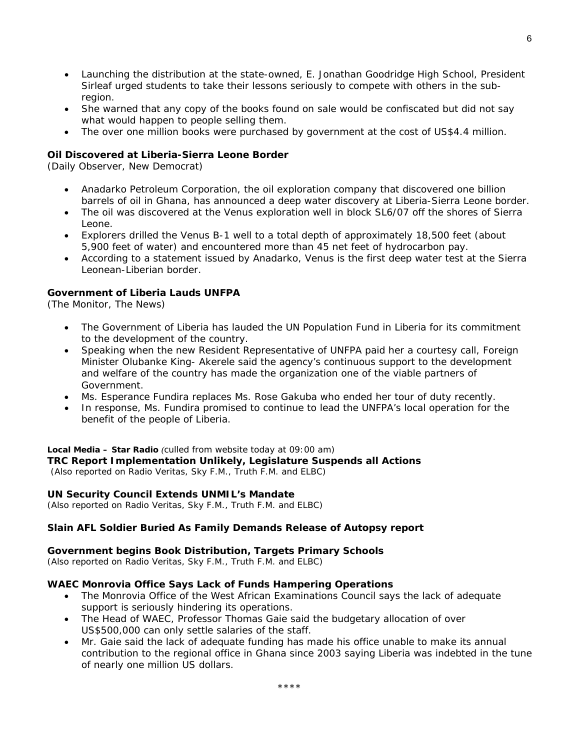- Launching the distribution at the state-owned, E. Jonathan Goodridge High School, President Sirleaf urged students to take their lessons seriously to compete with others in the sub-region.
- She warned that any copy of the books found on sale would be confiscated but did not say what would happen to people selling them.
- The over one million books were purchased by government at the cost of US$4.4 million.

**Oil Discovered at Liberia-Sierra Leone Border**
*(Daily Observer, New Democrat)*

- Anadarko Petroleum Corporation, the oil exploration company that discovered one billion barrels of oil in Ghana, has announced a deep water discovery at Liberia-Sierra Leone border.
- The oil was discovered at the Venus exploration well in block SL6/07 off the shores of Sierra Leone.
- Explorers drilled the Venus B-1 well to a total depth of approximately 18,500 feet (about 5,900 feet of water) and encountered more than 45 net feet of hydrocarbon pay.
- According to a statement issued by Anadarko, Venus is the first deep water test at the Sierra Leonean-Liberian border.

**Government of Liberia Lauds UNFPA**
*(The Monitor, The News)*

- The Government of Liberia has lauded the UN Population Fund in Liberia for its commitment to the development of the country.
- Speaking when the new Resident Representative of UNFPA paid her a courtesy call, Foreign Minister Olubanke King- Akerele said the agency's continuous support to the development and welfare of the country has made the organization one of the viable partners of Government.
- Ms. Esperance Fundira replaces Ms. Rose Gakuba who ended her tour of duty recently.
- In response, Ms. Fundira promised to continue to lead the UNFPA's local operation for the benefit of the people of Liberia.

**Local Media – Star Radio** *(culled from website today at 09:00 am)*

**TRC Report Implementation Unlikely, Legislature Suspends all Actions**
*(Also reported on Radio Veritas, Sky F.M., Truth F.M. and ELBC)*

**UN Security Council Extends UNMIL's Mandate**
*(Also reported on Radio Veritas, Sky F.M., Truth F.M. and ELBC)*

**Slain AFL Soldier Buried As Family Demands Release of Autopsy report**

**Government begins Book Distribution, Targets Primary Schools**
*(Also reported on Radio Veritas, Sky F.M., Truth F.M. and ELBC)*

**WAEC Monrovia Office Says Lack of Funds Hampering Operations**

- The Monrovia Office of the West African Examinations Council says the lack of adequate support is seriously hindering its operations.
- The Head of WAEC, Professor Thomas Gaie said the budgetary allocation of over US$500,000 can only settle salaries of the staff.
- Mr. Gaie said the lack of adequate funding has made his office unable to make its annual contribution to the regional office in Ghana since 2003 saying Liberia was indebted in the tune of nearly one million US dollars.

\*\*\*\*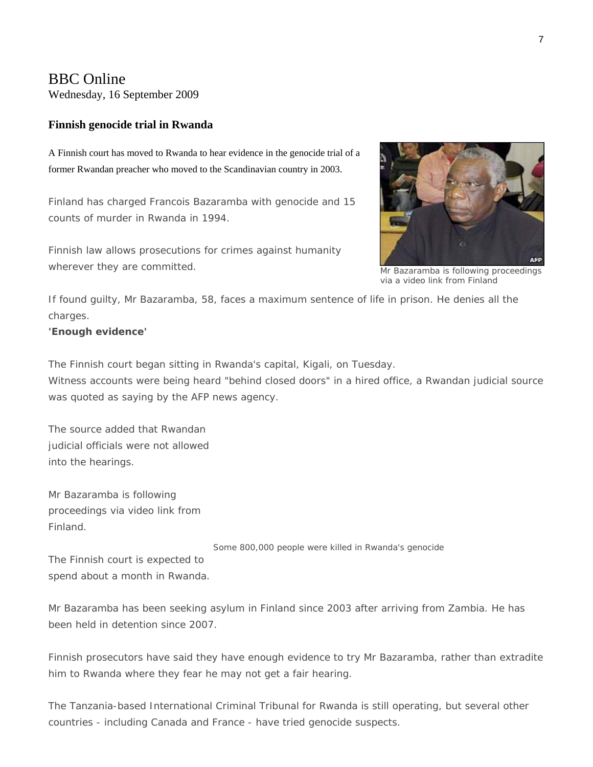BBC Online

Wednesday, 16 September 2009

## Finnish genocide trial in Rwanda

A Finnish court has moved to Rwanda to hear evidence in the genocide trial of a former Rwandan preacher who moved to the Scandinavian country in 2003.

Finland has charged Francois Bazaramba with genocide and 15 counts of murder in Rwanda in 1994.

Finnish law allows prosecutions for crimes against humanity wherever they are committed.

Mr Bazaramba is following proceedings via a video link from Finland

If found guilty, Mr Bazaramba, 58, faces a maximum sentence of life in prison. He denies all the charges.

**'Enough evidence'**

The Finnish court began sitting in Rwanda's capital, Kigali, on Tuesday.

Witness accounts were being heard "behind closed doors" in a hired office, a Rwandan judicial source was quoted as saying by the AFP news agency.

The source added that Rwandan judicial officials were not allowed into the hearings.

Mr Bazaramba is following proceedings via video link from Finland.

Some 800,000 people were killed in Rwanda's genocide

The Finnish court is expected to spend about a month in Rwanda.

Mr Bazaramba has been seeking asylum in Finland since 2003 after arriving from Zambia. He has been held in detention since 2007.

Finnish prosecutors have said they have enough evidence to try Mr Bazaramba, rather than extradite him to Rwanda where they fear he may not get a fair hearing.

The Tanzania-based International Criminal Tribunal for Rwanda is still operating, but several other countries - including Canada and France - have tried genocide suspects.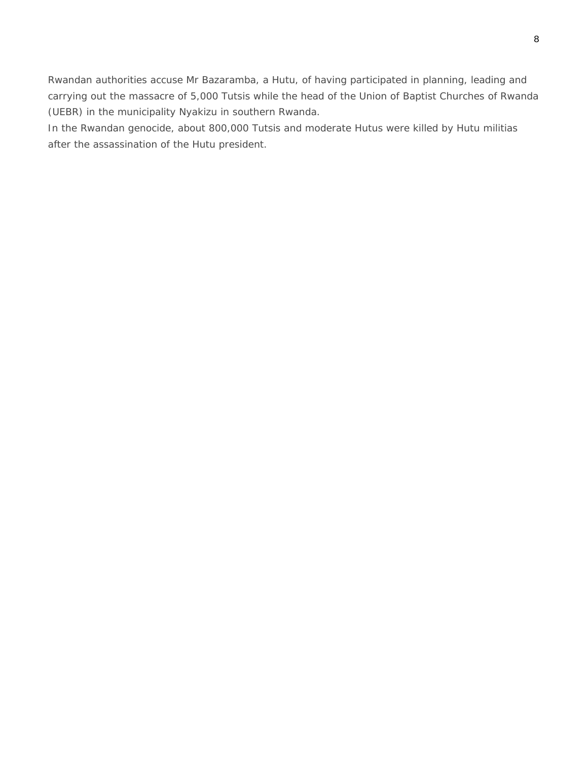Rwandan authorities accuse Mr Bazaramba, a Hutu, of having participated in planning, leading and carrying out the massacre of 5,000 Tutsis while the head of the Union of Baptist Churches of Rwanda (UEBR) in the municipality Nyakizu in southern Rwanda.

In the Rwandan genocide, about 800,000 Tutsis and moderate Hutus were killed by Hutu militias after the assassination of the Hutu president.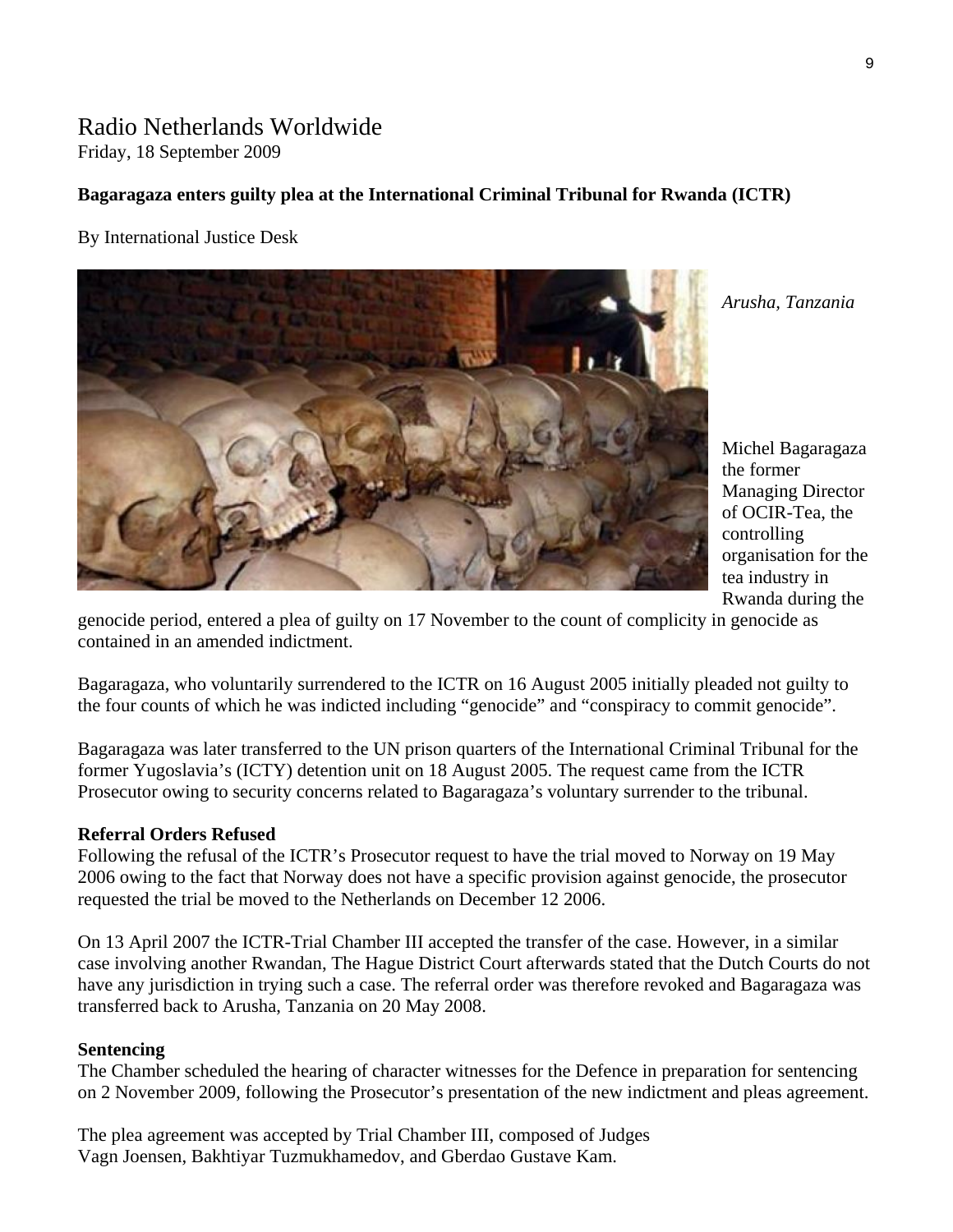# Radio Netherlands Worldwide

Friday, 18 September 2009

**Bagaragaza enters guilty plea at the International Criminal Tribunal for Rwanda (ICTR)**

By International Justice Desk

*Arusha, Tanzania*

Michel Bagaragaza the former Managing Director of OCIR-Tea, the controlling organisation for the tea industry in Rwanda during the genocide period, entered a plea of guilty on 17 November to the count of complicity in genocide as contained in an amended indictment.

Bagaragaza, who voluntarily surrendered to the ICTR on 16 August 2005 initially pleaded not guilty to the four counts of which he was indicted including "genocide" and "conspiracy to commit genocide".

Bagaragaza was later transferred to the UN prison quarters of the International Criminal Tribunal for the former Yugoslavia's (ICTY) detention unit on 18 August 2005. The request came from the ICTR Prosecutor owing to security concerns related to Bagaragaza's voluntary surrender to the tribunal.

**Referral Orders Refused**

Following the refusal of the ICTR's Prosecutor request to have the trial moved to Norway on 19 May 2006 owing to the fact that Norway does not have a specific provision against genocide, the prosecutor requested the trial be moved to the Netherlands on December 12 2006.

On 13 April 2007 the ICTR-Trial Chamber III accepted the transfer of the case. However, in a similar case involving another Rwandan, The Hague District Court afterwards stated that the Dutch Courts do not have any jurisdiction in trying such a case. The referral order was therefore revoked and Bagaragaza was transferred back to Arusha, Tanzania on 20 May 2008.

**Sentencing**

The Chamber scheduled the hearing of character witnesses for the Defence in preparation for sentencing on 2 November 2009, following the Prosecutor's presentation of the new indictment and pleas agreement.

The plea agreement was accepted by Trial Chamber III, composed of Judges Vagn Joensen, Bakhtiyar Tuzmukhamedov, and Gberdao Gustave Kam.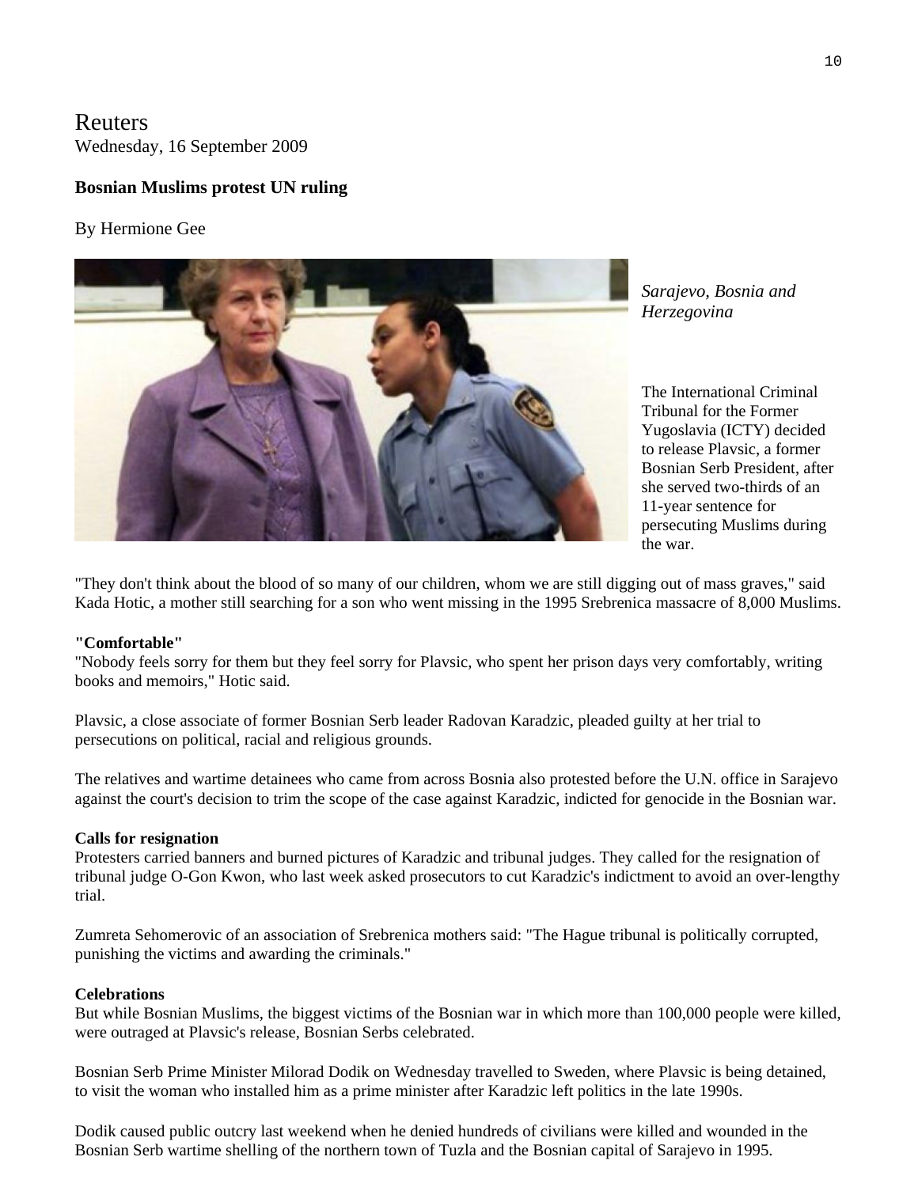Reuters
Wednesday, 16 September 2009

**Bosnian Muslims protest UN ruling**

By Hermione Gee

*Sarajevo, Bosnia and Herzegovina*

The International Criminal Tribunal for the Former Yugoslavia (ICTY) decided to release Plavsic, a former Bosnian Serb President, after she served two-thirds of an 11-year sentence for persecuting Muslims during the war.

"They don't think about the blood of so many of our children, whom we are still digging out of mass graves," said Kada Hotic, a mother still searching for a son who went missing in the 1995 Srebrenica massacre of 8,000 Muslims.

**"Comfortable"**
"Nobody feels sorry for them but they feel sorry for Plavsic, who spent her prison days very comfortably, writing books and memoirs," Hotic said.

Plavsic, a close associate of former Bosnian Serb leader Radovan Karadzic, pleaded guilty at her trial to persecutions on political, racial and religious grounds.

The relatives and wartime detainees who came from across Bosnia also protested before the U.N. office in Sarajevo against the court's decision to trim the scope of the case against Karadzic, indicted for genocide in the Bosnian war.

**Calls for resignation**
Protesters carried banners and burned pictures of Karadzic and tribunal judges. They called for the resignation of tribunal judge O-Gon Kwon, who last week asked prosecutors to cut Karadzic's indictment to avoid an over-lengthy trial.

Zumreta Sehomerovic of an association of Srebrenica mothers said: "The Hague tribunal is politically corrupted, punishing the victims and awarding the criminals."

**Celebrations**
But while Bosnian Muslims, the biggest victims of the Bosnian war in which more than 100,000 people were killed, were outraged at Plavsic's release, Bosnian Serbs celebrated.

Bosnian Serb Prime Minister Milorad Dodik on Wednesday travelled to Sweden, where Plavsic is being detained, to visit the woman who installed him as a prime minister after Karadzic left politics in the late 1990s.

Dodik caused public outcry last weekend when he denied hundreds of civilians were killed and wounded in the Bosnian Serb wartime shelling of the northern town of Tuzla and the Bosnian capital of Sarajevo in 1995.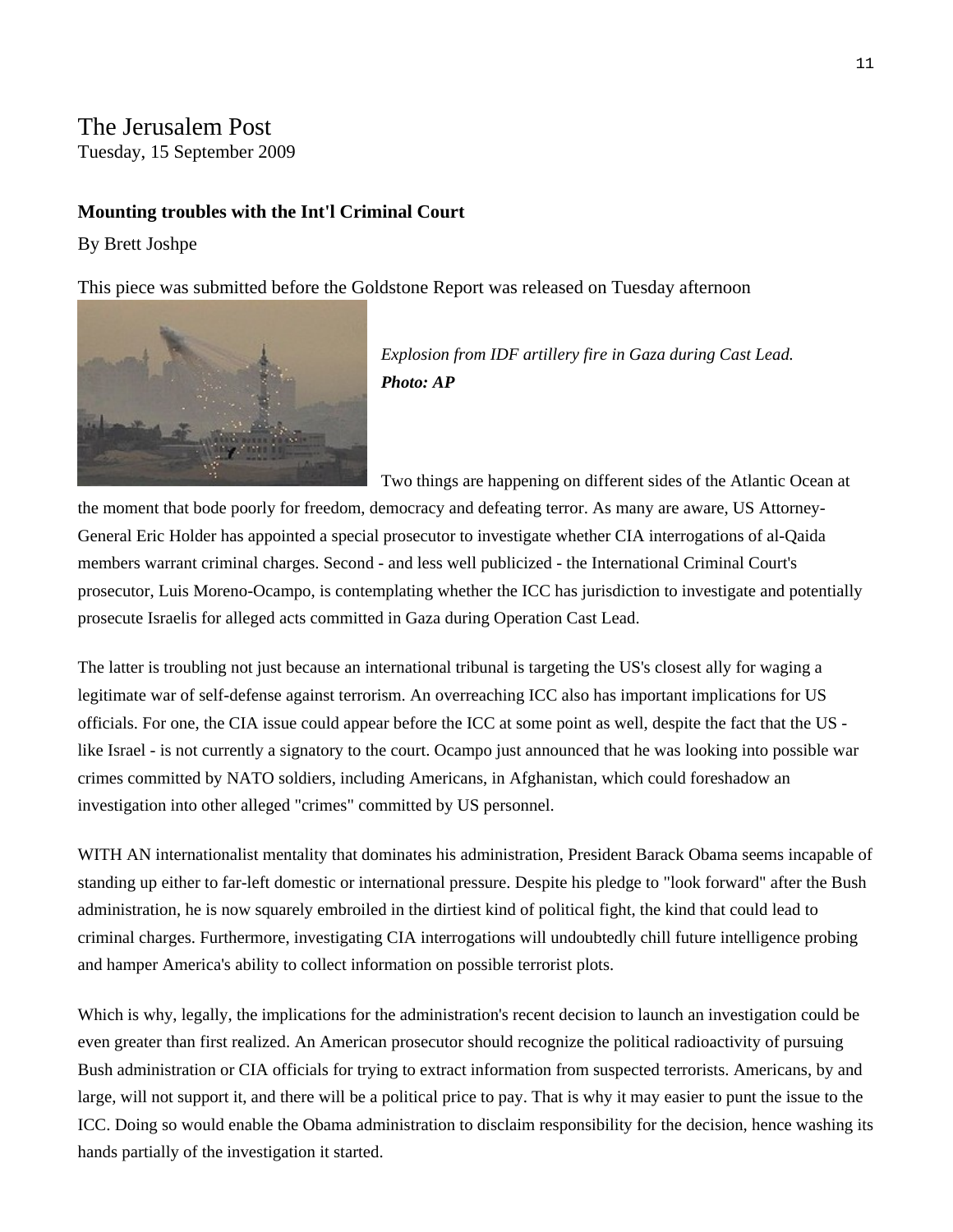The Jerusalem Post
Tuesday, 15 September 2009

**Mounting troubles with the Int'l Criminal Court**

By Brett Joshpe

This piece was submitted before the Goldstone Report was released on Tuesday afternoon

*Explosion from IDF artillery fire in Gaza during Cast Lead.*
***Photo: AP***

Two things are happening on different sides of the Atlantic Ocean at the moment that bode poorly for freedom, democracy and defeating terror. As many are aware, US Attorney-General Eric Holder has appointed a special prosecutor to investigate whether CIA interrogations of al-Qaida members warrant criminal charges. Second - and less well publicized - the International Criminal Court's prosecutor, Luis Moreno-Ocampo, is contemplating whether the ICC has jurisdiction to investigate and potentially prosecute Israelis for alleged acts committed in Gaza during Operation Cast Lead.

The latter is troubling not just because an international tribunal is targeting the US's closest ally for waging a legitimate war of self-defense against terrorism. An overreaching ICC also has important implications for US officials. For one, the CIA issue could appear before the ICC at some point as well, despite the fact that the US - like Israel - is not currently a signatory to the court. Ocampo just announced that he was looking into possible war crimes committed by NATO soldiers, including Americans, in Afghanistan, which could foreshadow an investigation into other alleged "crimes" committed by US personnel.

WITH AN internationalist mentality that dominates his administration, President Barack Obama seems incapable of standing up either to far-left domestic or international pressure. Despite his pledge to "look forward" after the Bush administration, he is now squarely embroiled in the dirtiest kind of political fight, the kind that could lead to criminal charges. Furthermore, investigating CIA interrogations will undoubtedly chill future intelligence probing and hamper America's ability to collect information on possible terrorist plots.

Which is why, legally, the implications for the administration's recent decision to launch an investigation could be even greater than first realized. An American prosecutor should recognize the political radioactivity of pursuing Bush administration or CIA officials for trying to extract information from suspected terrorists. Americans, by and large, will not support it, and there will be a political price to pay. That is why it may easier to punt the issue to the ICC. Doing so would enable the Obama administration to disclaim responsibility for the decision, hence washing its hands partially of the investigation it started.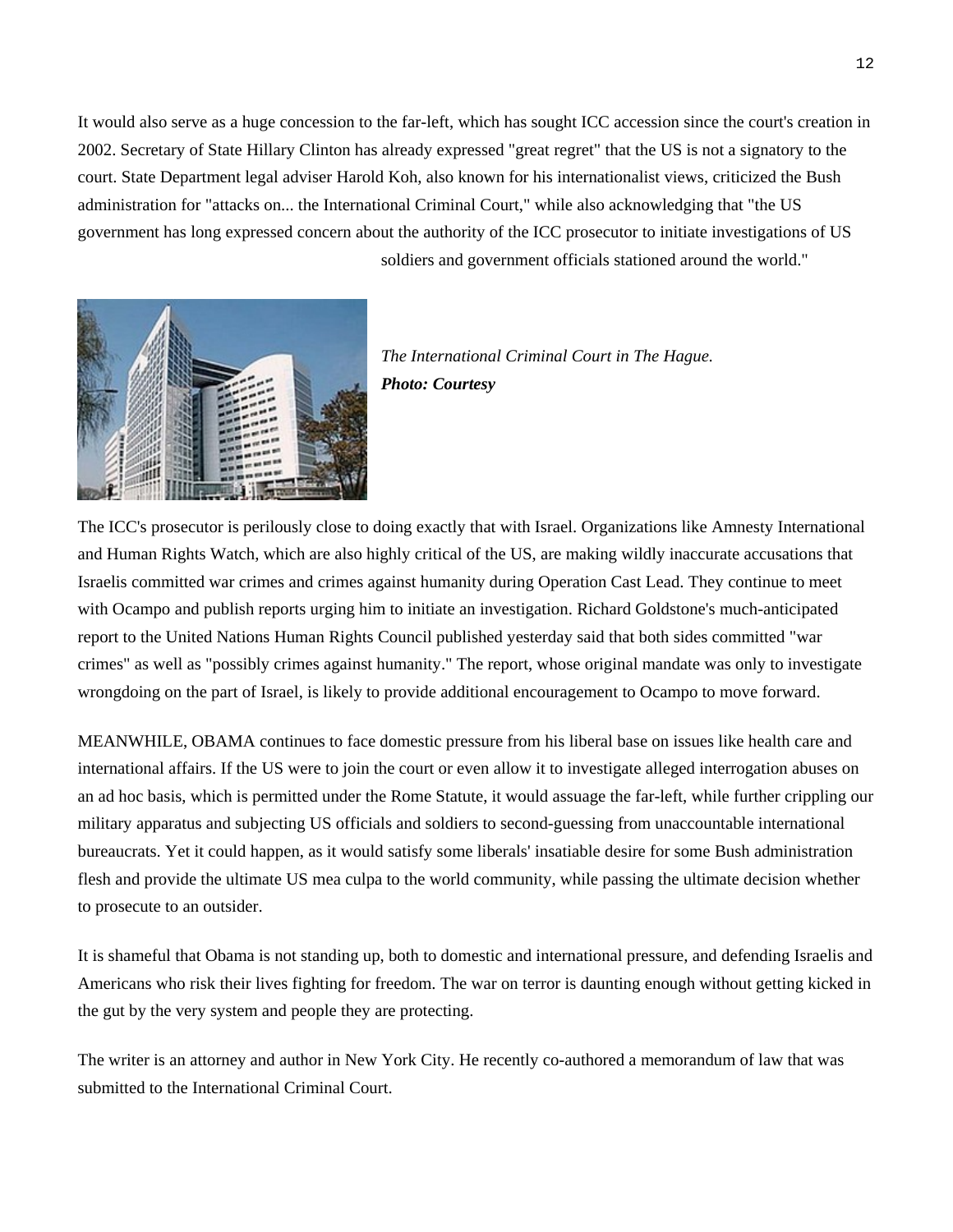It would also serve as a huge concession to the far-left, which has sought ICC accession since the court's creation in 2002. Secretary of State Hillary Clinton has already expressed "great regret" that the US is not a signatory to the court. State Department legal adviser Harold Koh, also known for his internationalist views, criticized the Bush administration for "attacks on... the International Criminal Court," while also acknowledging that "the US government has long expressed concern about the authority of the ICC prosecutor to initiate investigations of US soldiers and government officials stationed around the world."

*The International Criminal Court in The Hague.*
***Photo: Courtesy***

The ICC's prosecutor is perilously close to doing exactly that with Israel. Organizations like Amnesty International and Human Rights Watch, which are also highly critical of the US, are making wildly inaccurate accusations that Israelis committed war crimes and crimes against humanity during Operation Cast Lead. They continue to meet with Ocampo and publish reports urging him to initiate an investigation. Richard Goldstone's much-anticipated report to the United Nations Human Rights Council published yesterday said that both sides committed "war crimes" as well as "possibly crimes against humanity." The report, whose original mandate was only to investigate wrongdoing on the part of Israel, is likely to provide additional encouragement to Ocampo to move forward.

MEANWHILE, OBAMA continues to face domestic pressure from his liberal base on issues like health care and international affairs. If the US were to join the court or even allow it to investigate alleged interrogation abuses on an ad hoc basis, which is permitted under the Rome Statute, it would assuage the far-left, while further crippling our military apparatus and subjecting US officials and soldiers to second-guessing from unaccountable international bureaucrats. Yet it could happen, as it would satisfy some liberals' insatiable desire for some Bush administration flesh and provide the ultimate US mea culpa to the world community, while passing the ultimate decision whether to prosecute to an outsider.

It is shameful that Obama is not standing up, both to domestic and international pressure, and defending Israelis and Americans who risk their lives fighting for freedom. The war on terror is daunting enough without getting kicked in the gut by the very system and people they are protecting.

The writer is an attorney and author in New York City. He recently co-authored a memorandum of law that was submitted to the International Criminal Court.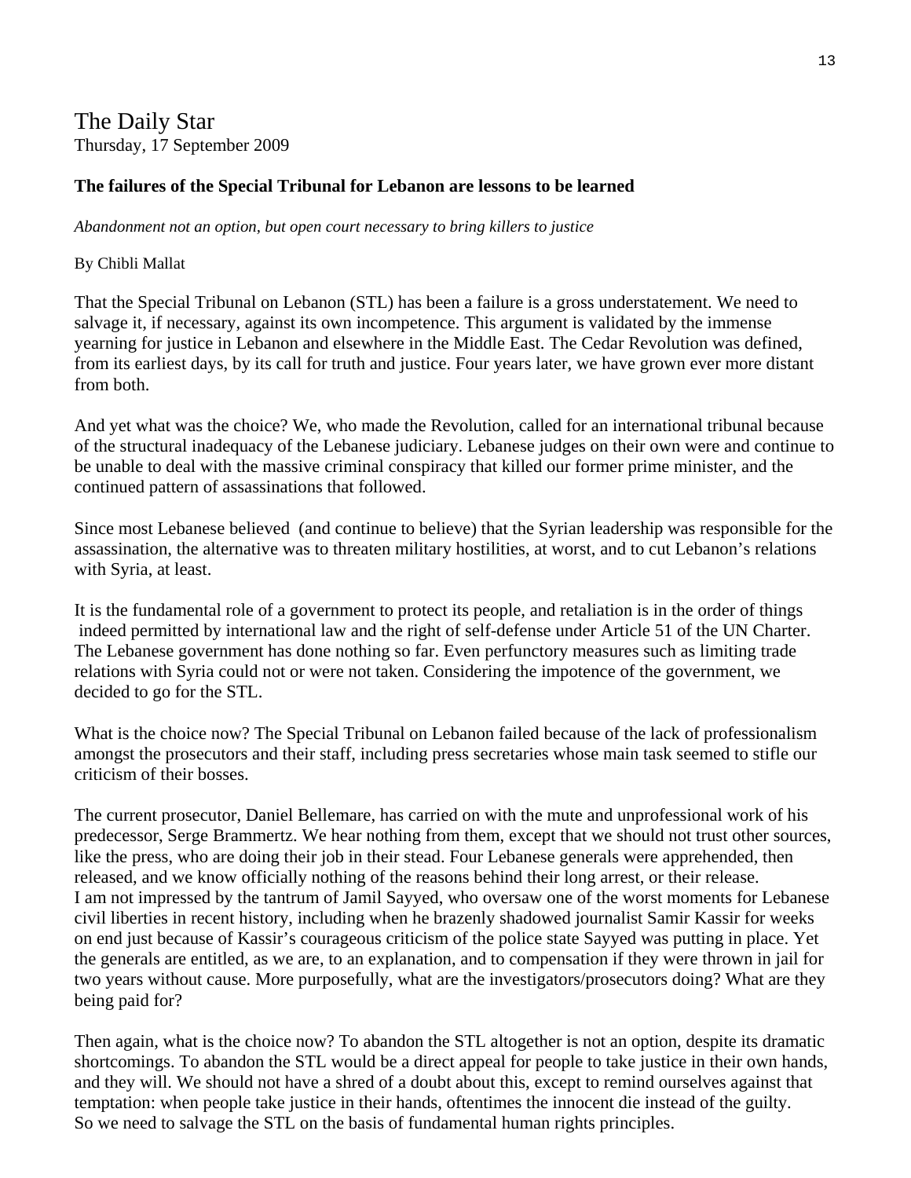The Daily Star
Thursday, 17 September 2009

**The failures of the Special Tribunal for Lebanon are lessons to be learned**

*Abandonment not an option, but open court necessary to bring killers to justice*

By Chibli Mallat

That the Special Tribunal on Lebanon (STL) has been a failure is a gross understatement. We need to salvage it, if necessary, against its own incompetence. This argument is validated by the immense yearning for justice in Lebanon and elsewhere in the Middle East. The Cedar Revolution was defined, from its earliest days, by its call for truth and justice. Four years later, we have grown ever more distant from both.

And yet what was the choice? We, who made the Revolution, called for an international tribunal because of the structural inadequacy of the Lebanese judiciary. Lebanese judges on their own were and continue to be unable to deal with the massive criminal conspiracy that killed our former prime minister, and the continued pattern of assassinations that followed.

Since most Lebanese believed (and continue to believe) that the Syrian leadership was responsible for the assassination, the alternative was to threaten military hostilities, at worst, and to cut Lebanon's relations with Syria, at least.

It is the fundamental role of a government to protect its people, and retaliation is in the order of things indeed permitted by international law and the right of self-defense under Article 51 of the UN Charter. The Lebanese government has done nothing so far. Even perfunctory measures such as limiting trade relations with Syria could not or were not taken. Considering the impotence of the government, we decided to go for the STL.

What is the choice now? The Special Tribunal on Lebanon failed because of the lack of professionalism amongst the prosecutors and their staff, including press secretaries whose main task seemed to stifle our criticism of their bosses.

The current prosecutor, Daniel Bellemare, has carried on with the mute and unprofessional work of his predecessor, Serge Brammertz. We hear nothing from them, except that we should not trust other sources, like the press, who are doing their job in their stead. Four Lebanese generals were apprehended, then released, and we know officially nothing of the reasons behind their long arrest, or their release.
I am not impressed by the tantrum of Jamil Sayyed, who oversaw one of the worst moments for Lebanese civil liberties in recent history, including when he brazenly shadowed journalist Samir Kassir for weeks on end just because of Kassir's courageous criticism of the police state Sayyed was putting in place. Yet the generals are entitled, as we are, to an explanation, and to compensation if they were thrown in jail for two years without cause. More purposefully, what are the investigators/prosecutors doing? What are they being paid for?

Then again, what is the choice now? To abandon the STL altogether is not an option, despite its dramatic shortcomings. To abandon the STL would be a direct appeal for people to take justice in their own hands, and they will. We should not have a shred of a doubt about this, except to remind ourselves against that temptation: when people take justice in their hands, oftentimes the innocent die instead of the guilty.
So we need to salvage the STL on the basis of fundamental human rights principles.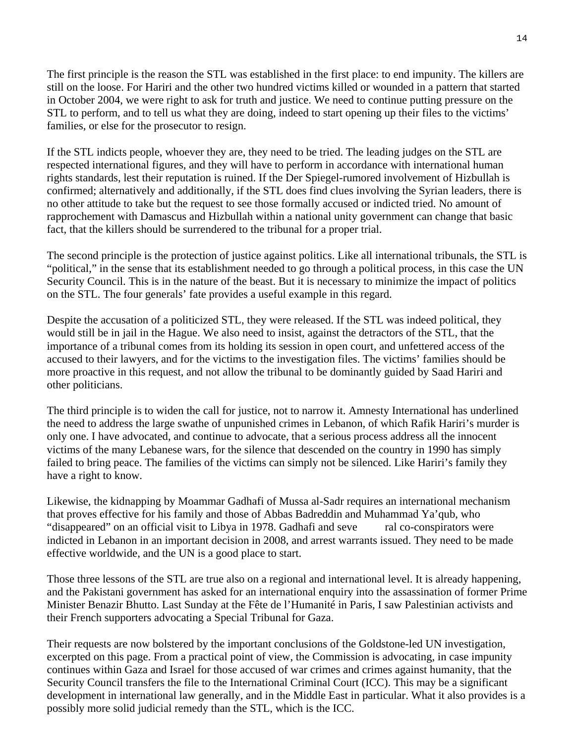The first principle is the reason the STL was established in the first place: to end impunity. The killers are still on the loose. For Hariri and the other two hundred victims killed or wounded in a pattern that started in October 2004, we were right to ask for truth and justice. We need to continue putting pressure on the STL to perform, and to tell us what they are doing, indeed to start opening up their files to the victims' families, or else for the prosecutor to resign.

If the STL indicts people, whoever they are, they need to be tried. The leading judges on the STL are respected international figures, and they will have to perform in accordance with international human rights standards, lest their reputation is ruined. If the Der Spiegel-rumored involvement of Hizbullah is confirmed; alternatively and additionally, if the STL does find clues involving the Syrian leaders, there is no other attitude to take but the request to see those formally accused or indicted tried. No amount of rapprochement with Damascus and Hizbullah within a national unity government can change that basic fact, that the killers should be surrendered to the tribunal for a proper trial.

The second principle is the protection of justice against politics. Like all international tribunals, the STL is "political," in the sense that its establishment needed to go through a political process, in this case the UN Security Council. This is in the nature of the beast. But it is necessary to minimize the impact of politics on the STL. The four generals' fate provides a useful example in this regard.

Despite the accusation of a politicized STL, they were released. If the STL was indeed political, they would still be in jail in the Hague. We also need to insist, against the detractors of the STL, that the importance of a tribunal comes from its holding its session in open court, and unfettered access of the accused to their lawyers, and for the victims to the investigation files. The victims' families should be more proactive in this request, and not allow the tribunal to be dominantly guided by Saad Hariri and other politicians.

The third principle is to widen the call for justice, not to narrow it. Amnesty International has underlined the need to address the large swathe of unpunished crimes in Lebanon, of which Rafik Hariri's murder is only one. I have advocated, and continue to advocate, that a serious process address all the innocent victims of the many Lebanese wars, for the silence that descended on the country in 1990 has simply failed to bring peace. The families of the victims can simply not be silenced. Like Hariri's family they have a right to know.

Likewise, the kidnapping by Moammar Gadhafi of Mussa al-Sadr requires an international mechanism that proves effective for his family and those of Abbas Badreddin and Muhammad Ya'qub, who "disappeared" on an official visit to Libya in 1978. Gadhafi and several co-conspirators were indicted in Lebanon in an important decision in 2008, and arrest warrants issued. They need to be made effective worldwide, and the UN is a good place to start.

Those three lessons of the STL are true also on a regional and international level. It is already happening, and the Pakistani government has asked for an international enquiry into the assassination of former Prime Minister Benazir Bhutto. Last Sunday at the Fête de l'Humanité in Paris, I saw Palestinian activists and their French supporters advocating a Special Tribunal for Gaza.

Their requests are now bolstered by the important conclusions of the Goldstone-led UN investigation, excerpted on this page. From a practical point of view, the Commission is advocating, in case impunity continues within Gaza and Israel for those accused of war crimes and crimes against humanity, that the Security Council transfers the file to the International Criminal Court (ICC). This may be a significant development in international law generally, and in the Middle East in particular. What it also provides is a possibly more solid judicial remedy than the STL, which is the ICC.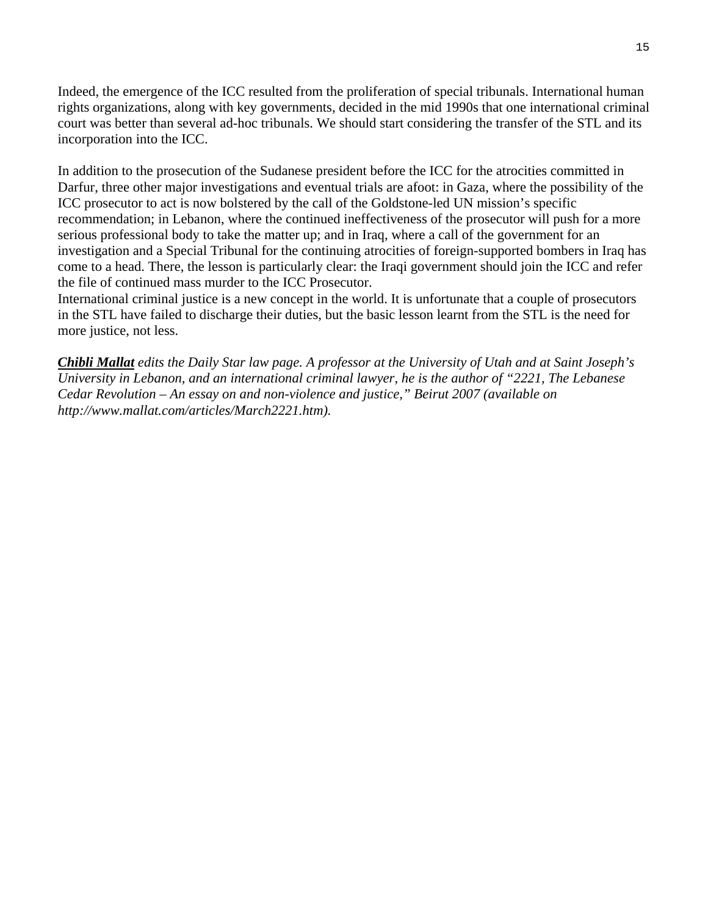Indeed, the emergence of the ICC resulted from the proliferation of special tribunals. International human rights organizations, along with key governments, decided in the mid 1990s that one international criminal court was better than several ad-hoc tribunals. We should start considering the transfer of the STL and its incorporation into the ICC.

In addition to the prosecution of the Sudanese president before the ICC for the atrocities committed in Darfur, three other major investigations and eventual trials are afoot: in Gaza, where the possibility of the ICC prosecutor to act is now bolstered by the call of the Goldstone-led UN mission's specific recommendation; in Lebanon, where the continued ineffectiveness of the prosecutor will push for a more serious professional body to take the matter up; and in Iraq, where a call of the government for an investigation and a Special Tribunal for the continuing atrocities of foreign-supported bombers in Iraq has come to a head. There, the lesson is particularly clear: the Iraqi government should join the ICC and refer the file of continued mass murder to the ICC Prosecutor.

International criminal justice is a new concept in the world. It is unfortunate that a couple of prosecutors in the STL have failed to discharge their duties, but the basic lesson learnt from the STL is the need for more justice, not less.

***Chibli Mallat*** *edits the Daily Star law page. A professor at the University of Utah and at Saint Joseph's University in Lebanon, and an international criminal lawyer, he is the author of "2221, The Lebanese Cedar Revolution – An essay on and non-violence and justice," Beirut 2007 (available on http://www.mallat.com/articles/March2221.htm).*